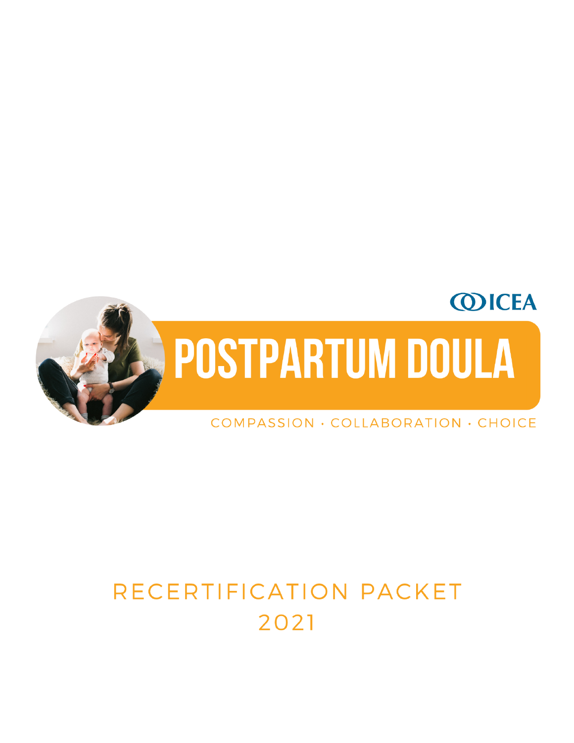ICEA

# POSTPARTUM DOULA

COMPASSION · COLLABORATION · CHOICE

## RECERTIFICATION PACKET 2021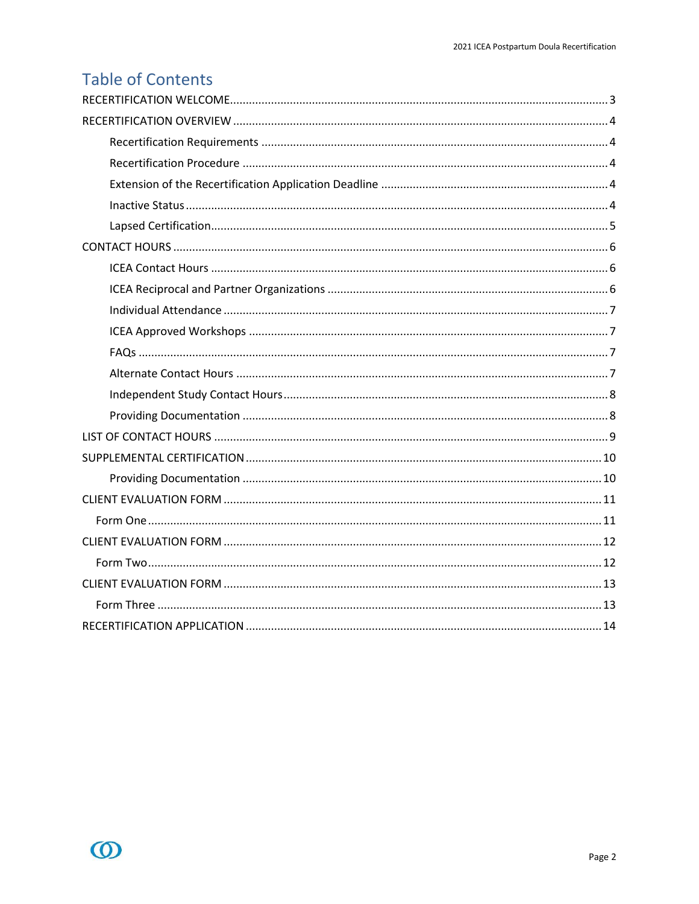# Table of Contents

RECERTIFICATION WELCOME ..... 3

RECERTIFICATION OVERVIEW ..... 4

- Recertification Requirements ..... 4
- Recertification Procedure ..... 4
- Extension of the Recertification Application Deadline ..... 4
- Inactive Status ..... 4
- Lapsed Certification ..... 5

CONTACT HOURS ..... 6

- ICEA Contact Hours ..... 6
- ICEA Reciprocal and Partner Organizations ..... 6
- Individual Attendance ..... 7
- ICEA Approved Workshops ..... 7
- FAQs ..... 7
- Alternate Contact Hours ..... 7
- Independent Study Contact Hours ..... 8
- Providing Documentation ..... 8

LIST OF CONTACT HOURS ..... 9

SUPPLEMENTAL CERTIFICATION ..... 10

- Providing Documentation ..... 10

CLIENT EVALUATION FORM ..... 11

- Form One ..... 11

CLIENT EVALUATION FORM ..... 12

- Form Two ..... 12

CLIENT EVALUATION FORM ..... 13

- Form Three ..... 13

RECERTIFICATION APPLICATION ..... 14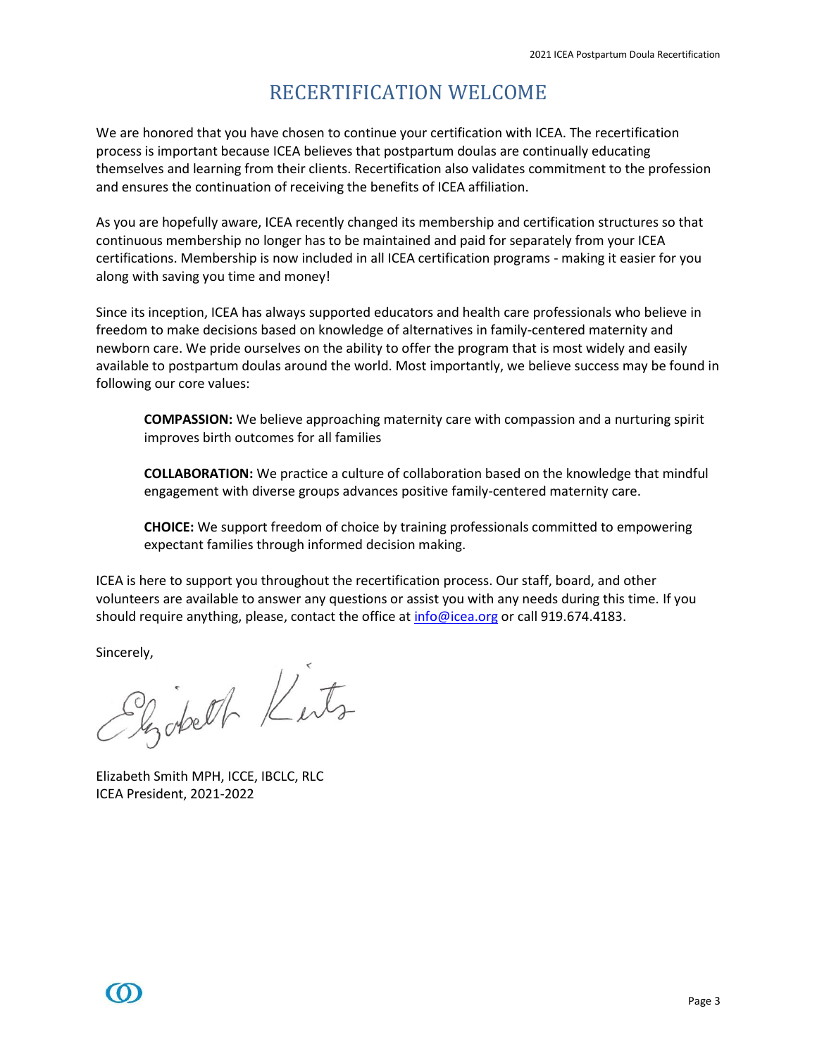# RECERTIFICATION WELCOME

We are honored that you have chosen to continue your certification with ICEA. The recertification process is important because ICEA believes that postpartum doulas are continually educating themselves and learning from their clients. Recertification also validates commitment to the profession and ensures the continuation of receiving the benefits of ICEA affiliation.

As you are hopefully aware, ICEA recently changed its membership and certification structures so that continuous membership no longer has to be maintained and paid for separately from your ICEA certifications. Membership is now included in all ICEA certification programs - making it easier for you along with saving you time and money!

Since its inception, ICEA has always supported educators and health care professionals who believe in freedom to make decisions based on knowledge of alternatives in family-centered maternity and newborn care. We pride ourselves on the ability to offer the program that is most widely and easily available to postpartum doulas around the world. Most importantly, we believe success may be found in following our core values:

> **COMPASSION:** We believe approaching maternity care with compassion and a nurturing spirit improves birth outcomes for all families
>
> **COLLABORATION:** We practice a culture of collaboration based on the knowledge that mindful engagement with diverse groups advances positive family-centered maternity care.
>
> **CHOICE:** We support freedom of choice by training professionals committed to empowering expectant families through informed decision making.

ICEA is here to support you throughout the recertification process. Our staff, board, and other volunteers are available to answer any questions or assist you with any needs during this time. If you should require anything, please, contact the office at info@icea.org or call 919.674.4183.

Sincerely,

Elizabeth Smith MPH, ICCE, IBCLC, RLC
ICEA President, 2021-2022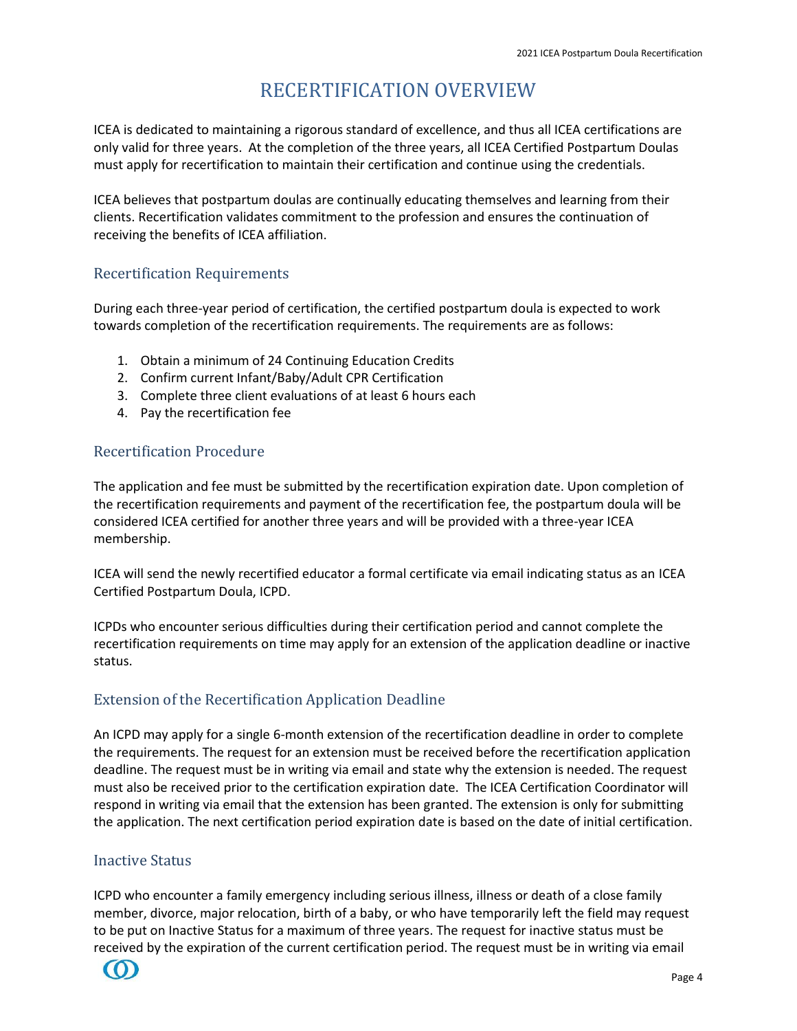# RECERTIFICATION OVERVIEW

ICEA is dedicated to maintaining a rigorous standard of excellence, and thus all ICEA certifications are only valid for three years. At the completion of the three years, all ICEA Certified Postpartum Doulas must apply for recertification to maintain their certification and continue using the credentials.

ICEA believes that postpartum doulas are continually educating themselves and learning from their clients. Recertification validates commitment to the profession and ensures the continuation of receiving the benefits of ICEA affiliation.

## Recertification Requirements

During each three-year period of certification, the certified postpartum doula is expected to work towards completion of the recertification requirements. The requirements are as follows:

1. Obtain a minimum of 24 Continuing Education Credits
2. Confirm current Infant/Baby/Adult CPR Certification
3. Complete three client evaluations of at least 6 hours each
4. Pay the recertification fee

## Recertification Procedure

The application and fee must be submitted by the recertification expiration date. Upon completion of the recertification requirements and payment of the recertification fee, the postpartum doula will be considered ICEA certified for another three years and will be provided with a three-year ICEA membership.

ICEA will send the newly recertified educator a formal certificate via email indicating status as an ICEA Certified Postpartum Doula, ICPD.

ICPDs who encounter serious difficulties during their certification period and cannot complete the recertification requirements on time may apply for an extension of the application deadline or inactive status.

## Extension of the Recertification Application Deadline

An ICPD may apply for a single 6-month extension of the recertification deadline in order to complete the requirements. The request for an extension must be received before the recertification application deadline. The request must be in writing via email and state why the extension is needed. The request must also be received prior to the certification expiration date. The ICEA Certification Coordinator will respond in writing via email that the extension has been granted. The extension is only for submitting the application. The next certification period expiration date is based on the date of initial certification.

## Inactive Status

ICPD who encounter a family emergency including serious illness, illness or death of a close family member, divorce, major relocation, birth of a baby, or who have temporarily left the field may request to be put on Inactive Status for a maximum of three years. The request for inactive status must be received by the expiration of the current certification period. The request must be in writing via email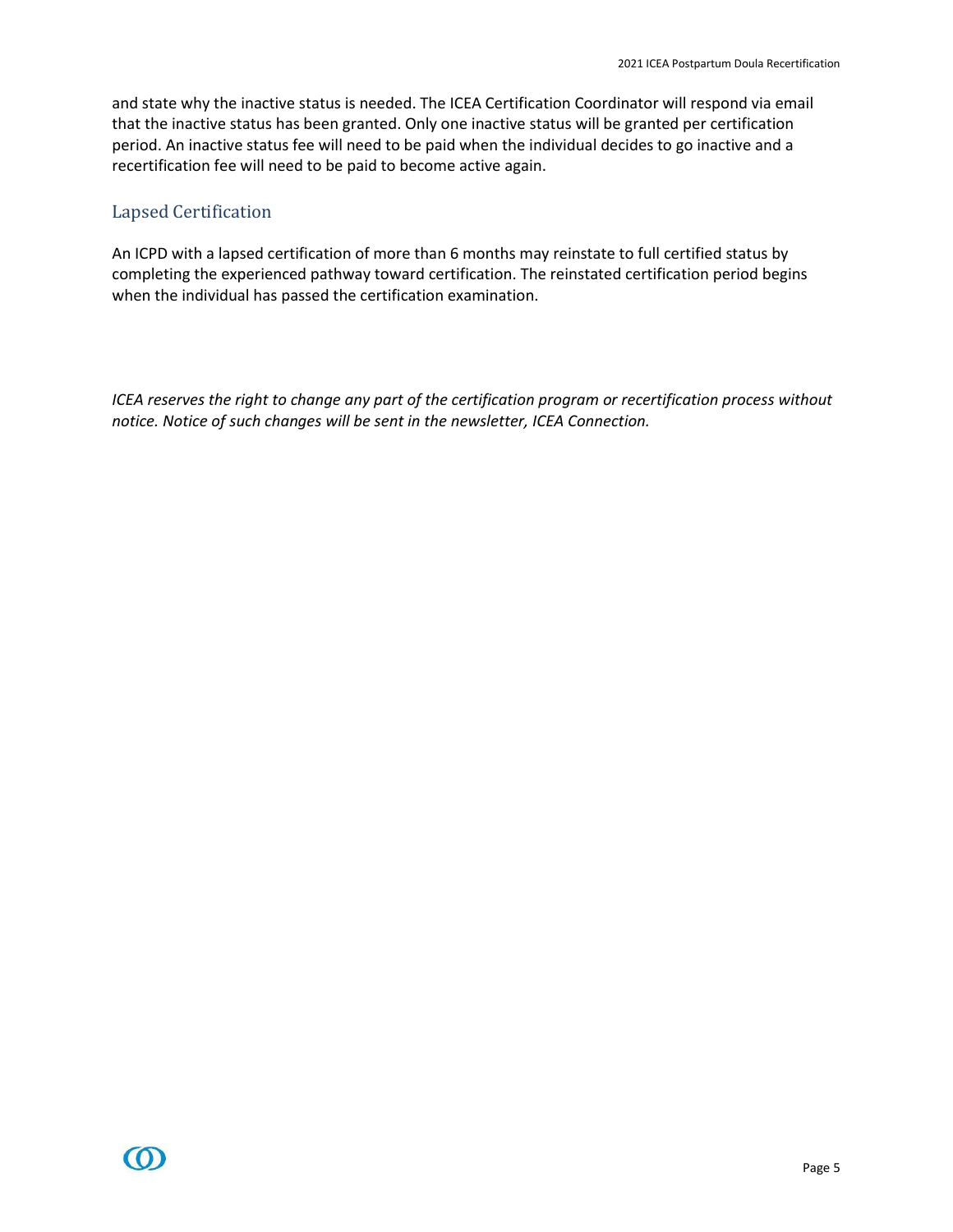and state why the inactive status is needed. The ICEA Certification Coordinator will respond via email that the inactive status has been granted. Only one inactive status will be granted per certification period. An inactive status fee will need to be paid when the individual decides to go inactive and a recertification fee will need to be paid to become active again.

## Lapsed Certification

An ICPD with a lapsed certification of more than 6 months may reinstate to full certified status by completing the experienced pathway toward certification. The reinstated certification period begins when the individual has passed the certification examination.

*ICEA reserves the right to change any part of the certification program or recertification process without notice. Notice of such changes will be sent in the newsletter, ICEA Connection.*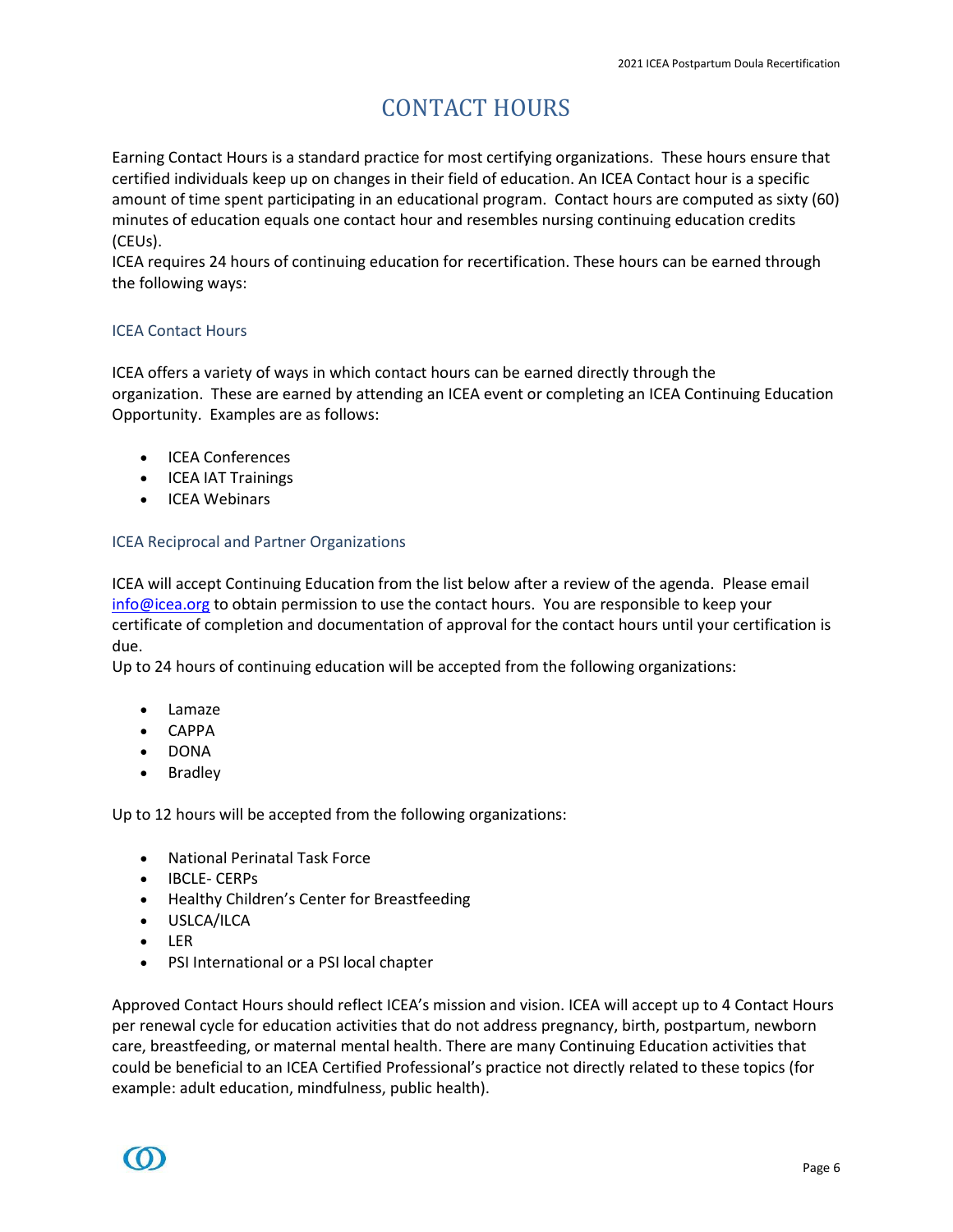# CONTACT HOURS

Earning Contact Hours is a standard practice for most certifying organizations. These hours ensure that certified individuals keep up on changes in their field of education. An ICEA Contact hour is a specific amount of time spent participating in an educational program. Contact hours are computed as sixty (60) minutes of education equals one contact hour and resembles nursing continuing education credits (CEUs).
ICEA requires 24 hours of continuing education for recertification. These hours can be earned through the following ways:

## ICEA Contact Hours

ICEA offers a variety of ways in which contact hours can be earned directly through the organization. These are earned by attending an ICEA event or completing an ICEA Continuing Education Opportunity. Examples are as follows:

- ICEA Conferences
- ICEA IAT Trainings
- ICEA Webinars

## ICEA Reciprocal and Partner Organizations

ICEA will accept Continuing Education from the list below after a review of the agenda. Please email info@icea.org to obtain permission to use the contact hours. You are responsible to keep your certificate of completion and documentation of approval for the contact hours until your certification is due.
Up to 24 hours of continuing education will be accepted from the following organizations:

- Lamaze
- CAPPA
- DONA
- Bradley

Up to 12 hours will be accepted from the following organizations:

- National Perinatal Task Force
- IBCLE- CERPs
- Healthy Children's Center for Breastfeeding
- USLCA/ILCA
- LER
- PSI International or a PSI local chapter

Approved Contact Hours should reflect ICEA's mission and vision. ICEA will accept up to 4 Contact Hours per renewal cycle for education activities that do not address pregnancy, birth, postpartum, newborn care, breastfeeding, or maternal mental health. There are many Continuing Education activities that could be beneficial to an ICEA Certified Professional's practice not directly related to these topics (for example: adult education, mindfulness, public health).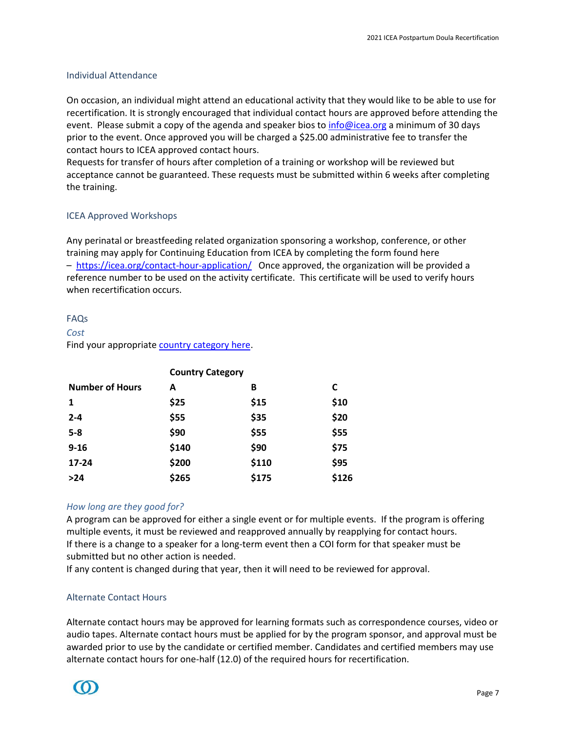## Individual Attendance

On occasion, an individual might attend an educational activity that they would like to be able to use for recertification. It is strongly encouraged that individual contact hours are approved before attending the event. Please submit a copy of the agenda and speaker bios to [info@icea.org](mailto:info@icea.org) a minimum of 30 days prior to the event. Once approved you will be charged a $25.00 administrative fee to transfer the contact hours to ICEA approved contact hours.

Requests for transfer of hours after completion of a training or workshop will be reviewed but acceptance cannot be guaranteed. These requests must be submitted within 6 weeks after completing the training.

## ICEA Approved Workshops

Any perinatal or breastfeeding related organization sponsoring a workshop, conference, or other training may apply for Continuing Education from ICEA by completing the form found here – [https://icea.org/contact-hour-application/](https://icea.org/contact-hour-application/) Once approved, the organization will be provided a reference number to be used on the activity certificate. This certificate will be used to verify hours when recertification occurs.

## FAQs

### *Cost*

Find your appropriate country category here.

| | **Country Category** | | |
|---|---|---|---|
| **Number of Hours** | **A** | **B** | **C** |
| **1** | **$25** | **$15** | **$10** |
| **2-4** | **$55** | **$35** | **$20** |
| **5-8** | **$90** | **$55** | **$55** |
| **9-16** | **$140** | **$90** | **$75** |
| **17-24** | **$200** | **$110** | **$95** |
| **>24** | **$265** | **$175** | **$126** |

### *How long are they good for?*

A program can be approved for either a single event or for multiple events. If the program is offering multiple events, it must be reviewed and reapproved annually by reapplying for contact hours.

If there is a change to a speaker for a long-term event then a COI form for that speaker must be submitted but no other action is needed.

If any content is changed during that year, then it will need to be reviewed for approval.

## Alternate Contact Hours

Alternate contact hours may be approved for learning formats such as correspondence courses, video or audio tapes. Alternate contact hours must be applied for by the program sponsor, and approval must be awarded prior to use by the candidate or certified member. Candidates and certified members may use alternate contact hours for one-half (12.0) of the required hours for recertification.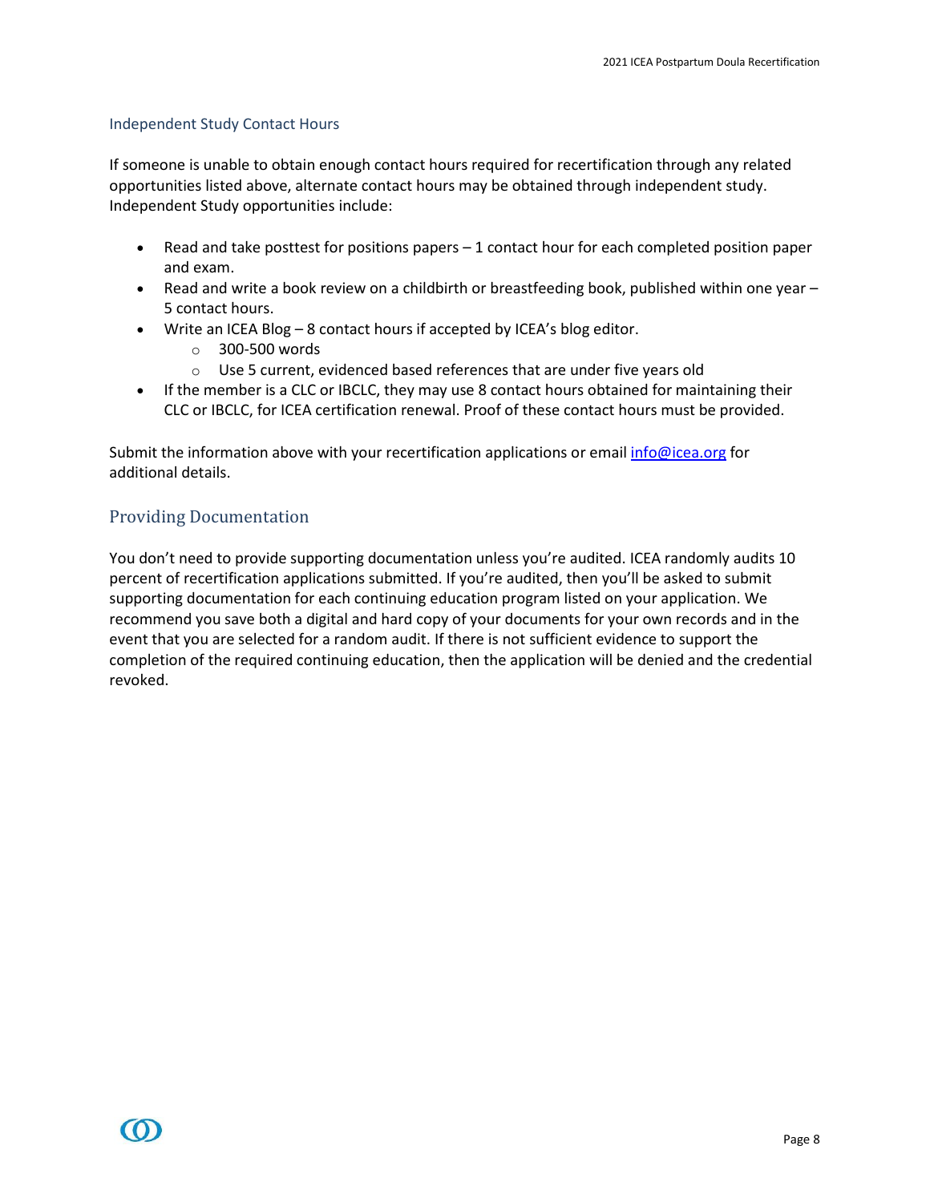### Independent Study Contact Hours

If someone is unable to obtain enough contact hours required for recertification through any related opportunities listed above, alternate contact hours may be obtained through independent study. Independent Study opportunities include:

- Read and take posttest for positions papers – 1 contact hour for each completed position paper and exam.
- Read and write a book review on a childbirth or breastfeeding book, published within one year – 5 contact hours.
- Write an ICEA Blog – 8 contact hours if accepted by ICEA's blog editor.
  - 300-500 words
  - Use 5 current, evidenced based references that are under five years old
- If the member is a CLC or IBCLC, they may use 8 contact hours obtained for maintaining their CLC or IBCLC, for ICEA certification renewal. Proof of these contact hours must be provided.

Submit the information above with your recertification applications or email info@icea.org for additional details.

## Providing Documentation

You don't need to provide supporting documentation unless you're audited. ICEA randomly audits 10 percent of recertification applications submitted. If you're audited, then you'll be asked to submit supporting documentation for each continuing education program listed on your application. We recommend you save both a digital and hard copy of your documents for your own records and in the event that you are selected for a random audit. If there is not sufficient evidence to support the completion of the required continuing education, then the application will be denied and the credential revoked.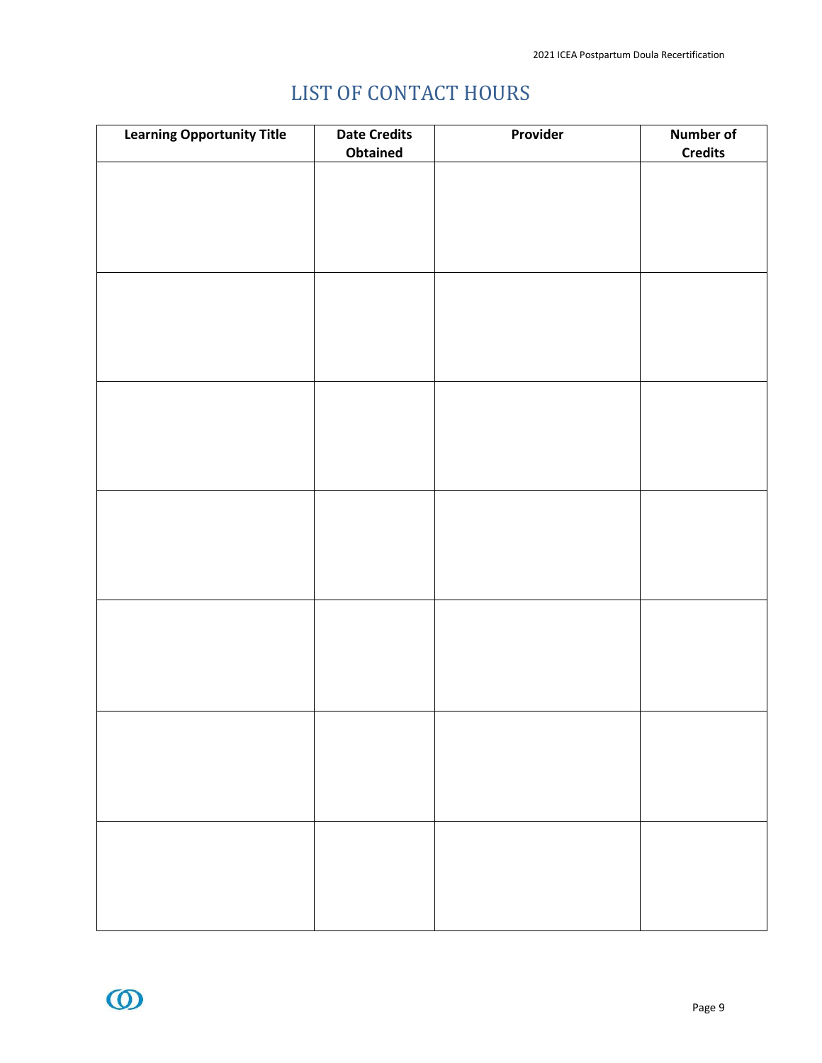# LIST OF CONTACT HOURS

| Learning Opportunity Title | Date Credits Obtained | Provider | Number of Credits |
|---|---|---|---|
| | | | |
| | | | |
| | | | |
| | | | |
| | | | |
| | | | |
| | | | |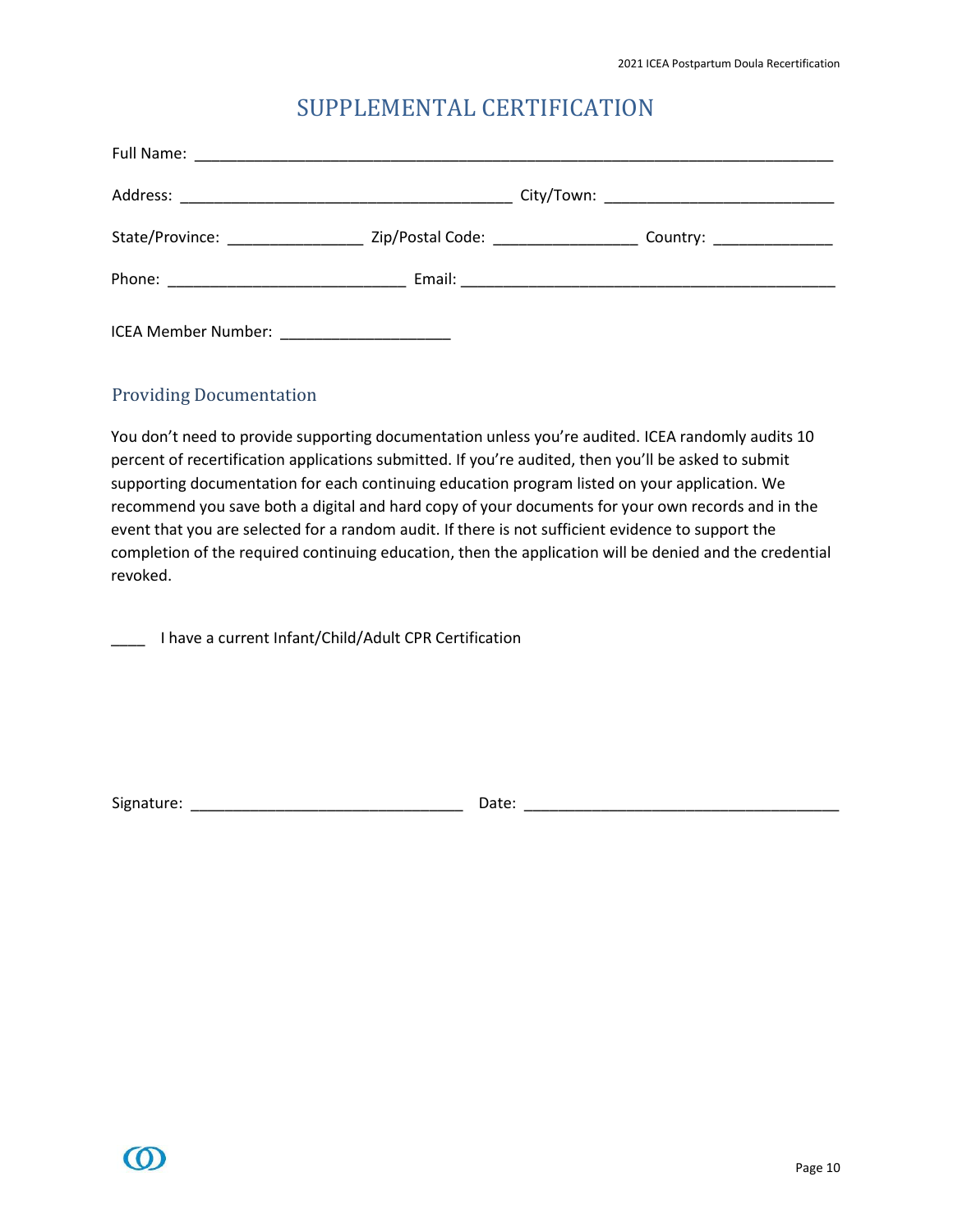# SUPPLEMENTAL CERTIFICATION

Full Name: ___________________________________________________________________________

Address: _______________________________________ City/Town: __________________________

State/Province: ________________ Zip/Postal Code: _________________ Country: ______________

Phone: ____________________________ Email: ____________________________________________

ICEA Member Number: ____________________

## Providing Documentation

You don't need to provide supporting documentation unless you're audited. ICEA randomly audits 10 percent of recertification applications submitted. If you're audited, then you'll be asked to submit supporting documentation for each continuing education program listed on your application. We recommend you save both a digital and hard copy of your documents for your own records and in the event that you are selected for a random audit. If there is not sufficient evidence to support the completion of the required continuing education, then the application will be denied and the credential revoked.

____ I have a current Infant/Child/Adult CPR Certification

Signature: ________________________________ Date: _____________________________________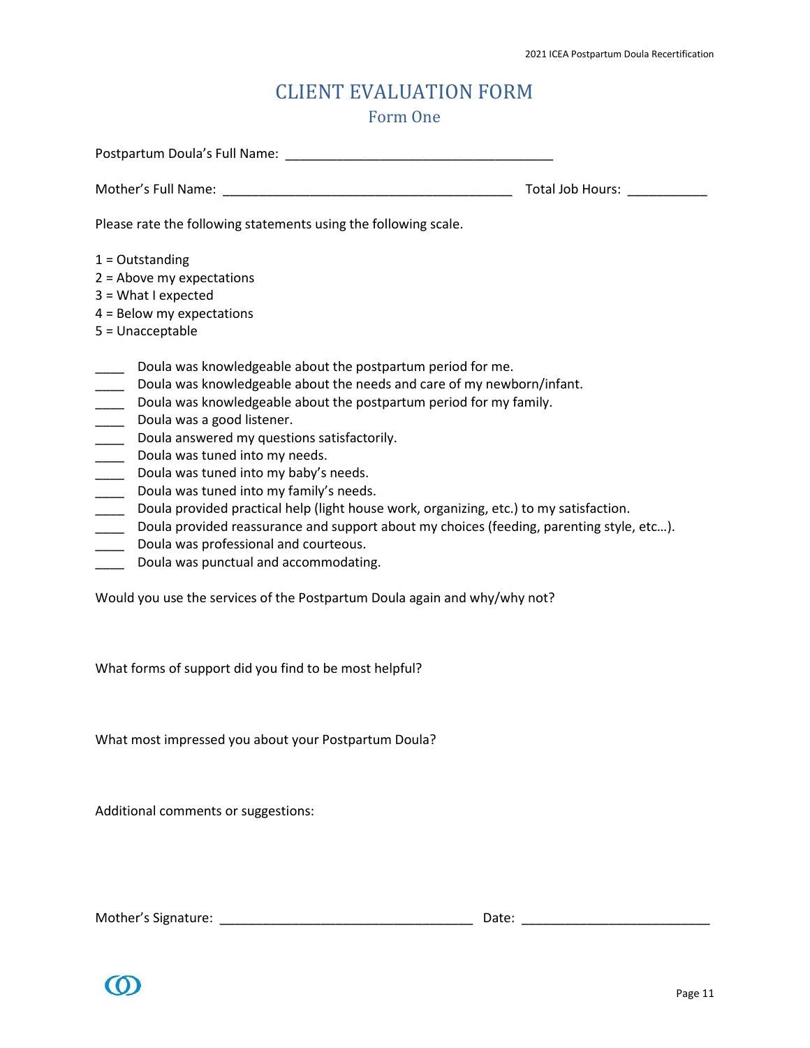# CLIENT EVALUATION FORM

## Form One

Postpartum Doula's Full Name: ____________________________________

Mother's Full Name: _______________________________________ Total Job Hours: ___________

Please rate the following statements using the following scale.

1 = Outstanding
2 = Above my expectations
3 = What I expected
4 = Below my expectations
5 = Unacceptable

____ Doula was knowledgeable about the postpartum period for me.
____ Doula was knowledgeable about the needs and care of my newborn/infant.
____ Doula was knowledgeable about the postpartum period for my family.
____ Doula was a good listener.
____ Doula answered my questions satisfactorily.
____ Doula was tuned into my needs.
____ Doula was tuned into my baby's needs.
____ Doula was tuned into my family's needs.
____ Doula provided practical help (light house work, organizing, etc.) to my satisfaction.
____ Doula provided reassurance and support about my choices (feeding, parenting style, etc…).
____ Doula was professional and courteous.
____ Doula was punctual and accommodating.

Would you use the services of the Postpartum Doula again and why/why not?

What forms of support did you find to be most helpful?

What most impressed you about your Postpartum Doula?

Additional comments or suggestions:

Mother's Signature: __________________________________ Date: _________________________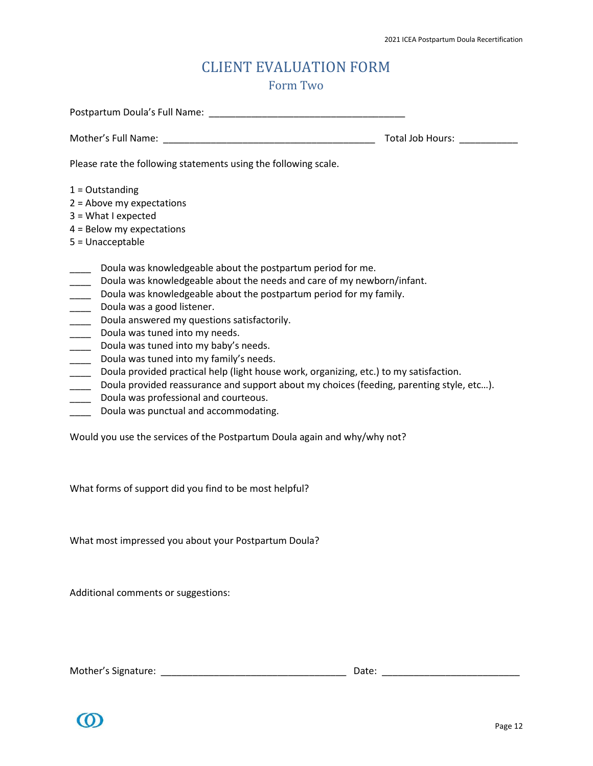# CLIENT EVALUATION FORM

## Form Two

Postpartum Doula's Full Name: ____________________________________

Mother's Full Name: ________________________________________ Total Job Hours: ___________

Please rate the following statements using the following scale.

1 = Outstanding
2 = Above my expectations
3 = What I expected
4 = Below my expectations
5 = Unacceptable

____ Doula was knowledgeable about the postpartum period for me.
____ Doula was knowledgeable about the needs and care of my newborn/infant.
____ Doula was knowledgeable about the postpartum period for my family.
____ Doula was a good listener.
____ Doula answered my questions satisfactorily.
____ Doula was tuned into my needs.
____ Doula was tuned into my baby's needs.
____ Doula was tuned into my family's needs.
____ Doula provided practical help (light house work, organizing, etc.) to my satisfaction.
____ Doula provided reassurance and support about my choices (feeding, parenting style, etc…).
____ Doula was professional and courteous.
____ Doula was punctual and accommodating.

Would you use the services of the Postpartum Doula again and why/why not?

What forms of support did you find to be most helpful?

What most impressed you about your Postpartum Doula?

Additional comments or suggestions:

Mother's Signature: ___________________________________ Date: __________________________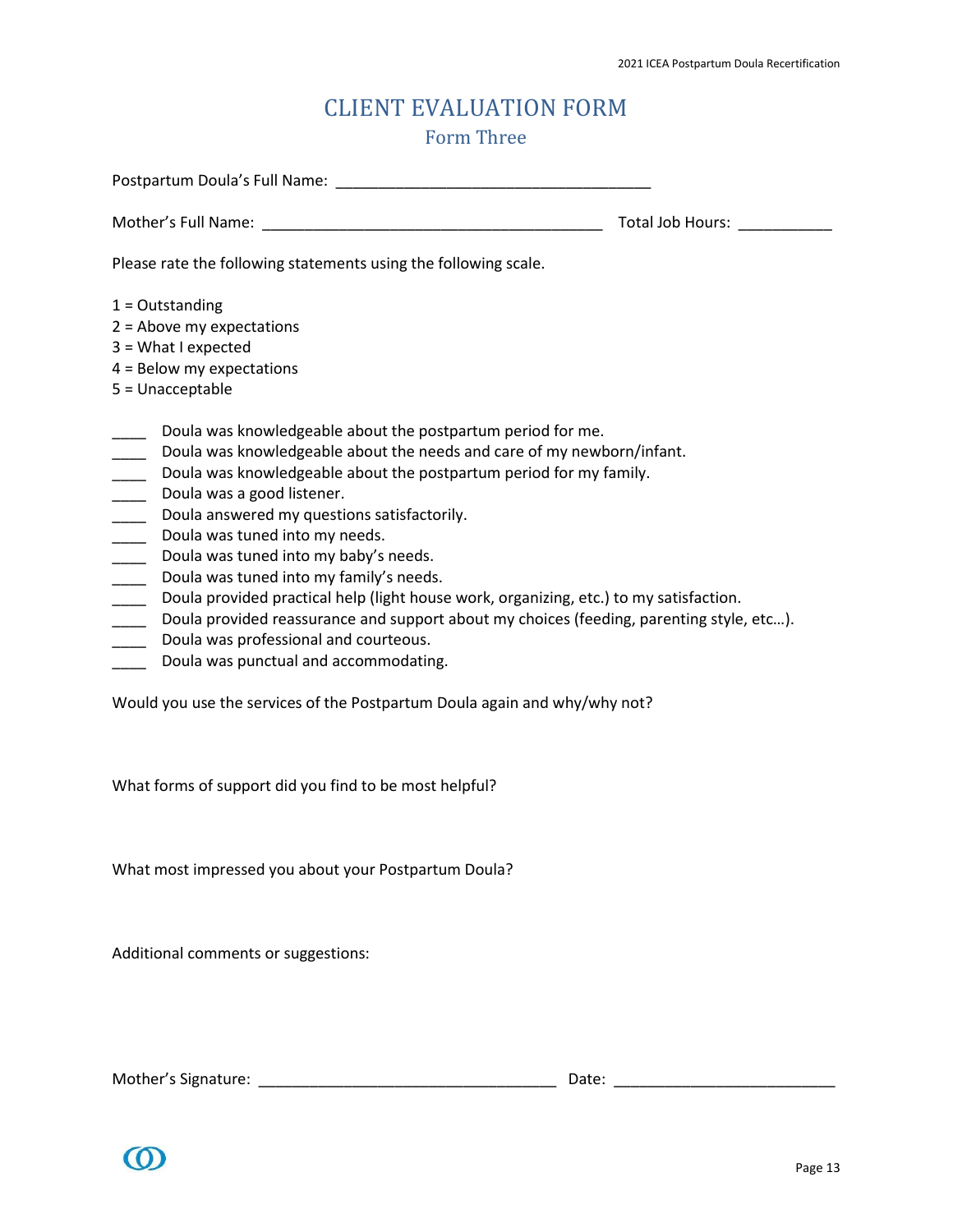# CLIENT EVALUATION FORM

## Form Three

Postpartum Doula's Full Name: ____________________________________

Mother's Full Name: ______________________________________ Total Job Hours: ___________

Please rate the following statements using the following scale.

1 = Outstanding
2 = Above my expectations
3 = What I expected
4 = Below my expectations
5 = Unacceptable

____ Doula was knowledgeable about the postpartum period for me.
____ Doula was knowledgeable about the needs and care of my newborn/infant.
____ Doula was knowledgeable about the postpartum period for my family.
____ Doula was a good listener.
____ Doula answered my questions satisfactorily.
____ Doula was tuned into my needs.
____ Doula was tuned into my baby's needs.
____ Doula was tuned into my family's needs.
____ Doula provided practical help (light house work, organizing, etc.) to my satisfaction.
____ Doula provided reassurance and support about my choices (feeding, parenting style, etc…).
____ Doula was professional and courteous.
____ Doula was punctual and accommodating.

Would you use the services of the Postpartum Doula again and why/why not?

What forms of support did you find to be most helpful?

What most impressed you about your Postpartum Doula?

Additional comments or suggestions:

Mother's Signature: ___________________________________ Date: _________________________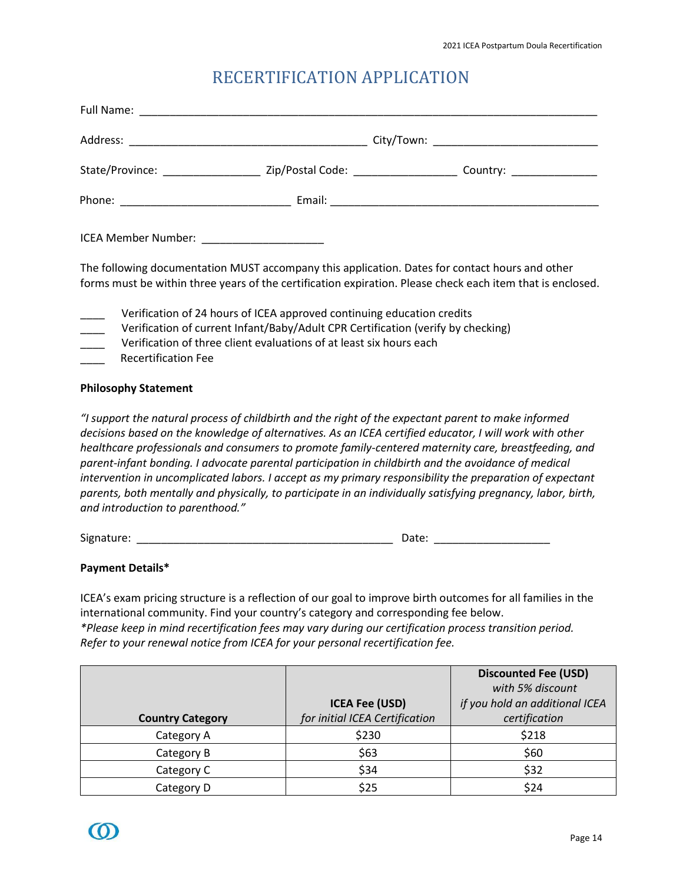# RECERTIFICATION APPLICATION

Full Name: ______________________________________________________________________________

Address: ________________________________________ City/Town: ___________________________

State/Province: ________________ Zip/Postal Code: _________________ Country: ______________

Phone: ____________________________ Email: ____________________________________________

ICEA Member Number: ____________________

The following documentation MUST accompany this application. Dates for contact hours and other forms must be within three years of the certification expiration. Please check each item that is enclosed.

____ Verification of 24 hours of ICEA approved continuing education credits
____ Verification of current Infant/Baby/Adult CPR Certification (verify by checking)
____ Verification of three client evaluations of at least six hours each
____ Recertification Fee

**Philosophy Statement**

*"I support the natural process of childbirth and the right of the expectant parent to make informed decisions based on the knowledge of alternatives. As an ICEA certified educator, I will work with other healthcare professionals and consumers to promote family-centered maternity care, breastfeeding, and parent-infant bonding. I advocate parental participation in childbirth and the avoidance of medical intervention in uncomplicated labors. I accept as my primary responsibility the preparation of expectant parents, both mentally and physically, to participate in an individually satisfying pregnancy, labor, birth, and introduction to parenthood."*

Signature: ___________________________________________ Date: ___________________

**Payment Details***

ICEA's exam pricing structure is a reflection of our goal to improve birth outcomes for all families in the international community. Find your country's category and corresponding fee below.
*\*Please keep in mind recertification fees may vary during our certification process transition period. Refer to your renewal notice from ICEA for your personal recertification fee.*

| **Country Category** | **ICEA Fee (USD)** *for initial ICEA Certification* | **Discounted Fee (USD)** *with 5% discount if you hold an additional ICEA certification* |
|---|---|---|
| Category A | $230 | $218 |
| Category B | $63 | $60 |
| Category C | $34 | $32 |
| Category D | $25 | $24 |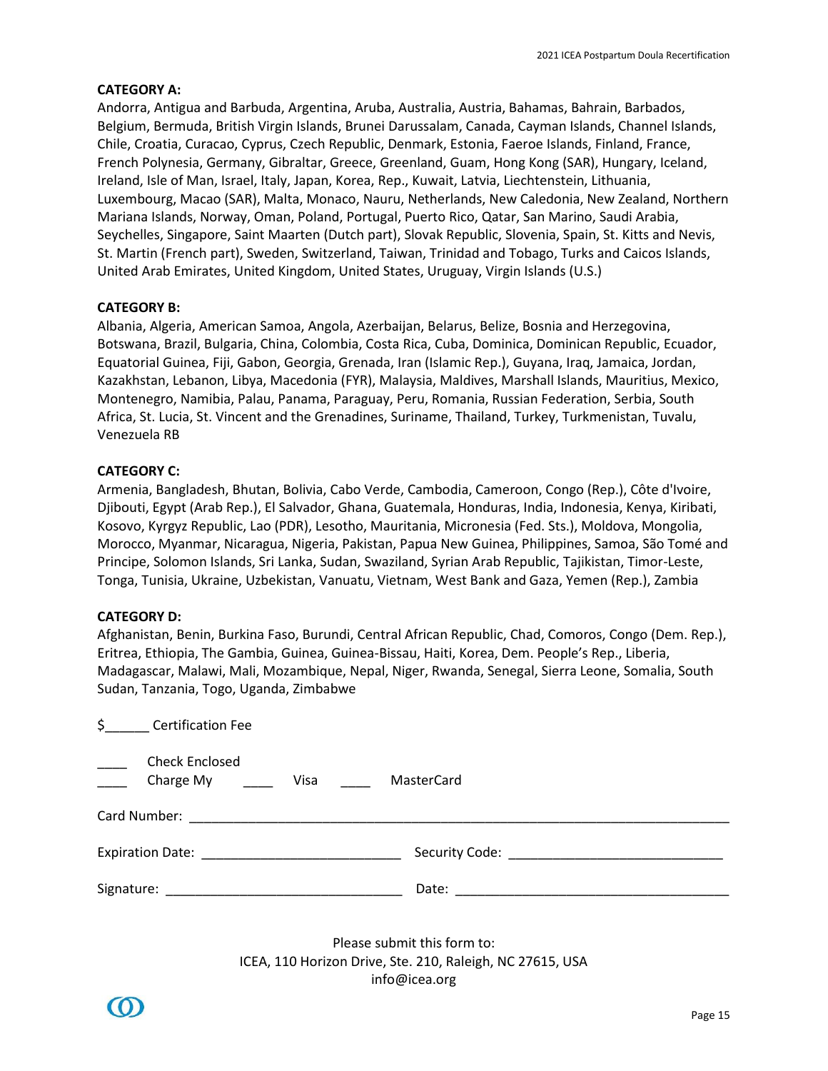**CATEGORY A:**
Andorra, Antigua and Barbuda, Argentina, Aruba, Australia, Austria, Bahamas, Bahrain, Barbados, Belgium, Bermuda, British Virgin Islands, Brunei Darussalam, Canada, Cayman Islands, Channel Islands, Chile, Croatia, Curacao, Cyprus, Czech Republic, Denmark, Estonia, Faeroe Islands, Finland, France, French Polynesia, Germany, Gibraltar, Greece, Greenland, Guam, Hong Kong (SAR), Hungary, Iceland, Ireland, Isle of Man, Israel, Italy, Japan, Korea, Rep., Kuwait, Latvia, Liechtenstein, Lithuania, Luxembourg, Macao (SAR), Malta, Monaco, Nauru, Netherlands, New Caledonia, New Zealand, Northern Mariana Islands, Norway, Oman, Poland, Portugal, Puerto Rico, Qatar, San Marino, Saudi Arabia, Seychelles, Singapore, Saint Maarten (Dutch part), Slovak Republic, Slovenia, Spain, St. Kitts and Nevis, St. Martin (French part), Sweden, Switzerland, Taiwan, Trinidad and Tobago, Turks and Caicos Islands, United Arab Emirates, United Kingdom, United States, Uruguay, Virgin Islands (U.S.)

**CATEGORY B:**
Albania, Algeria, American Samoa, Angola, Azerbaijan, Belarus, Belize, Bosnia and Herzegovina, Botswana, Brazil, Bulgaria, China, Colombia, Costa Rica, Cuba, Dominica, Dominican Republic, Ecuador, Equatorial Guinea, Fiji, Gabon, Georgia, Grenada, Iran (Islamic Rep.), Guyana, Iraq, Jamaica, Jordan, Kazakhstan, Lebanon, Libya, Macedonia (FYR), Malaysia, Maldives, Marshall Islands, Mauritius, Mexico, Montenegro, Namibia, Palau, Panama, Paraguay, Peru, Romania, Russian Federation, Serbia, South Africa, St. Lucia, St. Vincent and the Grenadines, Suriname, Thailand, Turkey, Turkmenistan, Tuvalu, Venezuela RB

**CATEGORY C:**
Armenia, Bangladesh, Bhutan, Bolivia, Cabo Verde, Cambodia, Cameroon, Congo (Rep.), Côte d'Ivoire, Djibouti, Egypt (Arab Rep.), El Salvador, Ghana, Guatemala, Honduras, India, Indonesia, Kenya, Kiribati, Kosovo, Kyrgyz Republic, Lao (PDR), Lesotho, Mauritania, Micronesia (Fed. Sts.), Moldova, Mongolia, Morocco, Myanmar, Nicaragua, Nigeria, Pakistan, Papua New Guinea, Philippines, Samoa, São Tomé and Principe, Solomon Islands, Sri Lanka, Sudan, Swaziland, Syrian Arab Republic, Tajikistan, Timor-Leste, Tonga, Tunisia, Ukraine, Uzbekistan, Vanuatu, Vietnam, West Bank and Gaza, Yemen (Rep.), Zambia

**CATEGORY D:**
Afghanistan, Benin, Burkina Faso, Burundi, Central African Republic, Chad, Comoros, Congo (Dem. Rep.), Eritrea, Ethiopia, The Gambia, Guinea, Guinea-Bissau, Haiti, Korea, Dem. People's Rep., Liberia, Madagascar, Malawi, Mali, Mozambique, Nepal, Niger, Rwanda, Senegal, Sierra Leone, Somalia, South Sudan, Tanzania, Togo, Uganda, Zimbabwe

$______ Certification Fee

____ Check Enclosed
____ Charge My ____ Visa ____ MasterCard

Card Number: ______________________________________________________________

Expiration Date: ________________________ Security Code: ________________________

Signature: ____________________________ Date: ________________________________

Please submit this form to:
ICEA, 110 Horizon Drive, Ste. 210, Raleigh, NC 27615, USA
info@icea.org